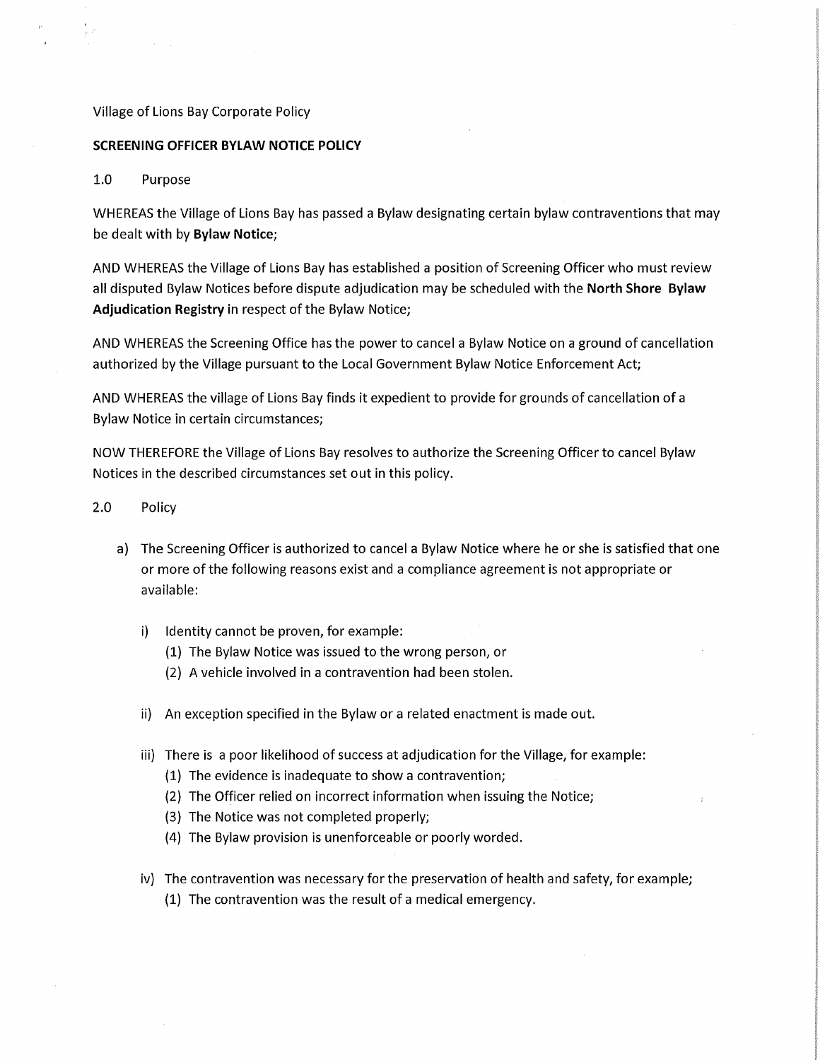Village of Lions Bay Corporate Policy

**SCREENING OFFICER BYLAW NOTICE POLICY**

1.0 Purpose

WHEREAS the Village of Lions Bay has passed a Bylaw designating certain bylaw contraventions that may be dealt with by **Bylaw Notice**;

AND WHEREAS the Village of Lions Bay has established a position of Screening Officer who must review all disputed Bylaw Notices before dispute adjudication may be scheduled with the **North Shore Bylaw Adjudication Registry** in respect of the Bylaw Notice;

AND WHEREAS the Screening Office has the power to cancel a Bylaw Notice on a ground of cancellation authorized by the Village pursuant to the Local Government Bylaw Notice Enforcement Act;

AND WHEREAS the village of Lions Bay finds it expedient to provide for grounds of cancellation of a Bylaw Notice in certain circumstances;

NOW THEREFORE the Village of Lions Bay resolves to authorize the Screening Officer to cancel Bylaw Notices in the described circumstances set out in this policy.

2.0 Policy

a) The Screening Officer is authorized to cancel a Bylaw Notice where he or she is satisfied that one or more of the following reasons exist and a compliance agreement is not appropriate or available:

   i) Identity cannot be proven, for example:
      (1) The Bylaw Notice was issued to the wrong person, or
      (2) A vehicle involved in a contravention had been stolen.

   ii) An exception specified in the Bylaw or a related enactment is made out.

   iii) There is a poor likelihood of success at adjudication for the Village, for example:
      (1) The evidence is inadequate to show a contravention;
      (2) The Officer relied on incorrect information when issuing the Notice;
      (3) The Notice was not completed properly;
      (4) The Bylaw provision is unenforceable or poorly worded.

   iv) The contravention was necessary for the preservation of health and safety, for example;
      (1) The contravention was the result of a medical emergency.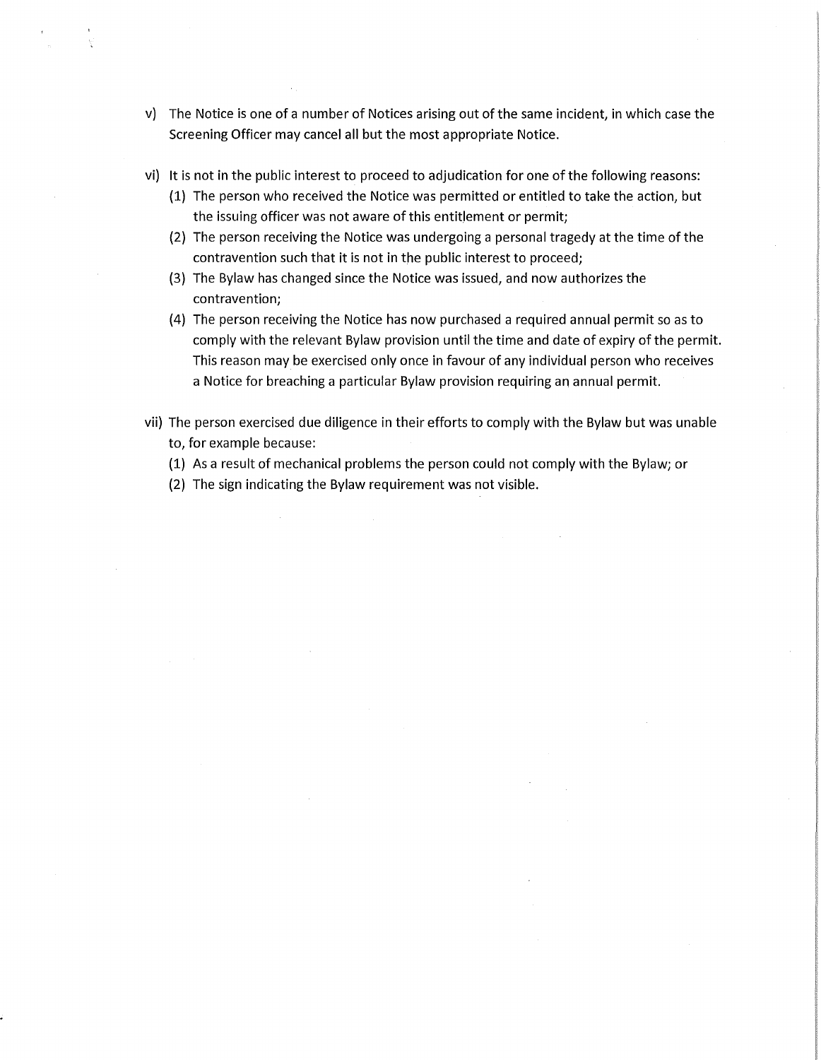v) The Notice is one of a number of Notices arising out of the same incident, in which case the Screening Officer may cancel all but the most appropriate Notice.

vi) It is not in the public interest to proceed to adjudication for one of the following reasons:

   (1) The person who received the Notice was permitted or entitled to take the action, but the issuing officer was not aware of this entitlement or permit;

   (2) The person receiving the Notice was undergoing a personal tragedy at the time of the contravention such that it is not in the public interest to proceed;

   (3) The Bylaw has changed since the Notice was issued, and now authorizes the contravention;

   (4) The person receiving the Notice has now purchased a required annual permit so as to comply with the relevant Bylaw provision until the time and date of expiry of the permit. This reason may be exercised only once in favour of any individual person who receives a Notice for breaching a particular Bylaw provision requiring an annual permit.

vii) The person exercised due diligence in their efforts to comply with the Bylaw but was unable to, for example because:

   (1) As a result of mechanical problems the person could not comply with the Bylaw; or

   (2) The sign indicating the Bylaw requirement was not visible.